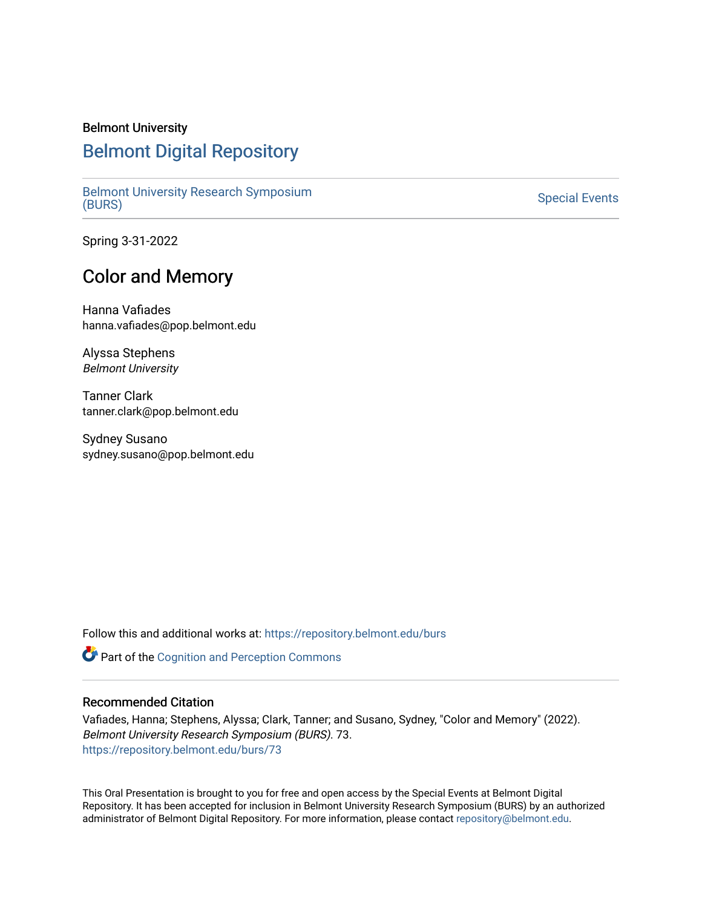Belmont University

# Belmont Digital Repository

Belmont University Research Symposium (BURS) | Special Events

Spring 3-31-2022

## Color and Memory

Hanna Vafiades
hanna.vafiades@pop.belmont.edu

Alyssa Stephens
*Belmont University*

Tanner Clark
tanner.clark@pop.belmont.edu

Sydney Susano
sydney.susano@pop.belmont.edu

Follow this and additional works at: https://repository.belmont.edu/burs

Part of the Cognition and Perception Commons

### Recommended Citation

Vafiades, Hanna; Stephens, Alyssa; Clark, Tanner; and Susano, Sydney, "Color and Memory" (2022). *Belmont University Research Symposium (BURS)*. 73.
https://repository.belmont.edu/burs/73

This Oral Presentation is brought to you for free and open access by the Special Events at Belmont Digital Repository. It has been accepted for inclusion in Belmont University Research Symposium (BURS) by an authorized administrator of Belmont Digital Repository. For more information, please contact repository@belmont.edu.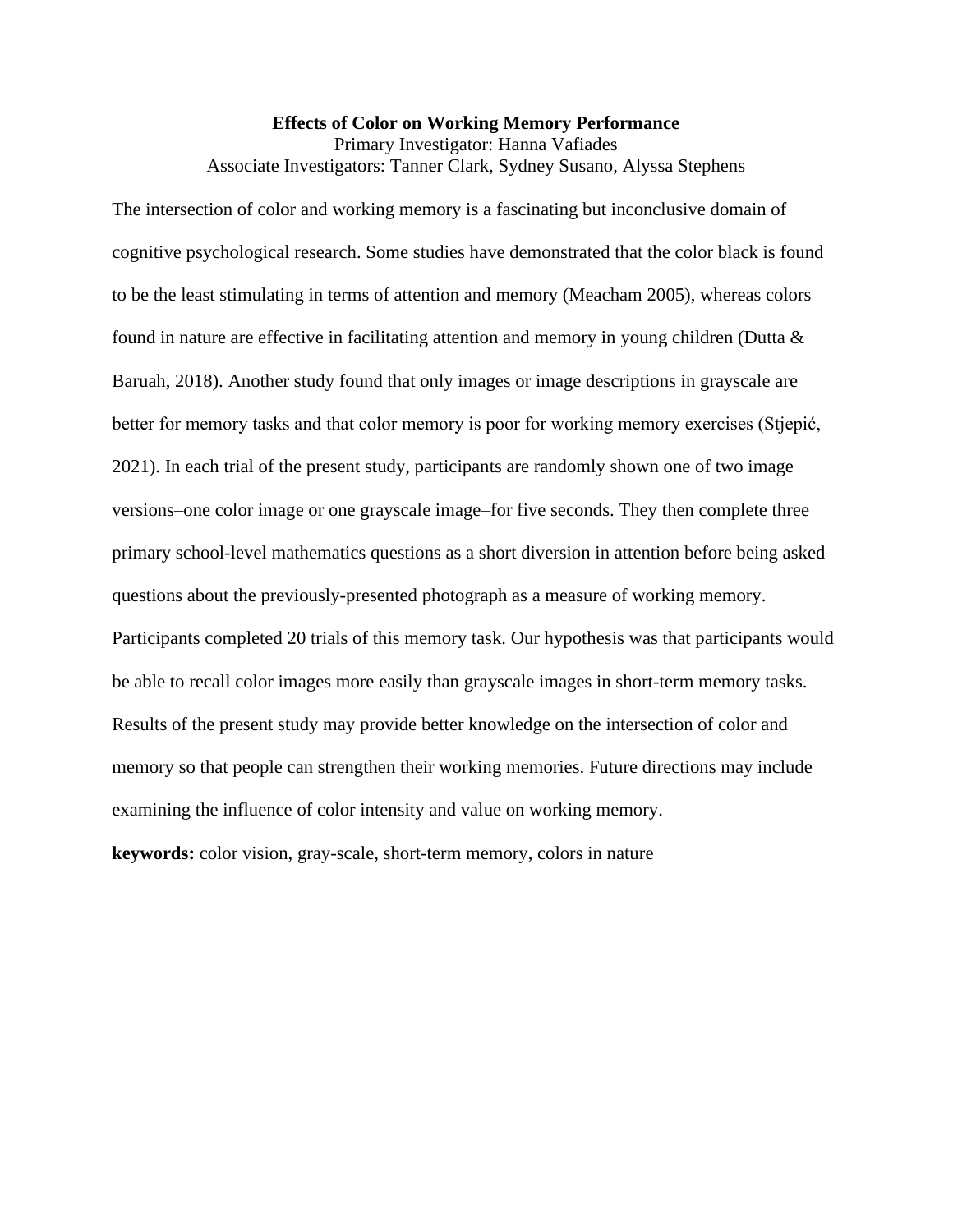**Effects of Color on Working Memory Performance**

Primary Investigator: Hanna Vafiades

Associate Investigators: Tanner Clark, Sydney Susano, Alyssa Stephens

The intersection of color and working memory is a fascinating but inconclusive domain of cognitive psychological research. Some studies have demonstrated that the color black is found to be the least stimulating in terms of attention and memory (Meacham 2005), whereas colors found in nature are effective in facilitating attention and memory in young children (Dutta & Baruah, 2018). Another study found that only images or image descriptions in grayscale are better for memory tasks and that color memory is poor for working memory exercises (Stjepić, 2021). In each trial of the present study, participants are randomly shown one of two image versions–one color image or one grayscale image–for five seconds. They then complete three primary school-level mathematics questions as a short diversion in attention before being asked questions about the previously-presented photograph as a measure of working memory. Participants completed 20 trials of this memory task. Our hypothesis was that participants would be able to recall color images more easily than grayscale images in short-term memory tasks. Results of the present study may provide better knowledge on the intersection of color and memory so that people can strengthen their working memories. Future directions may include examining the influence of color intensity and value on working memory.

**keywords:** color vision, gray-scale, short-term memory, colors in nature